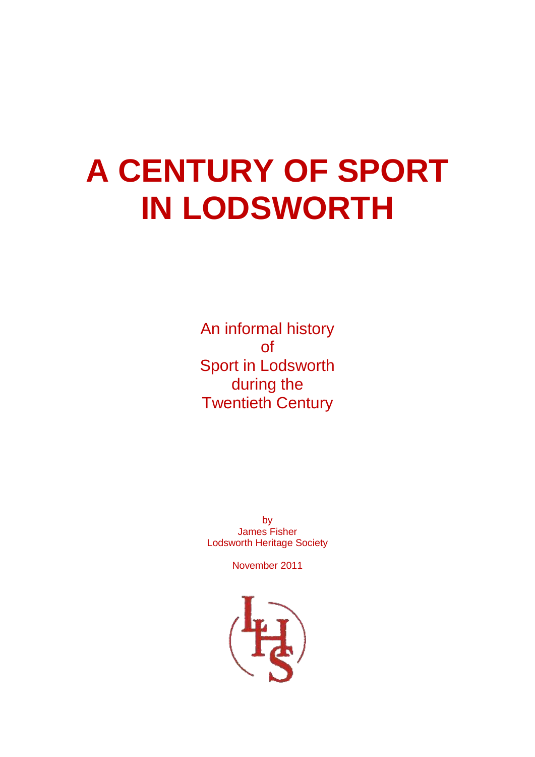# A CENTURY OF SPORT IN LODSWORTH

An informal history
of
Sport in Lodsworth
during the
Twentieth Century

by
James Fisher
Lodsworth Heritage Society

November 2011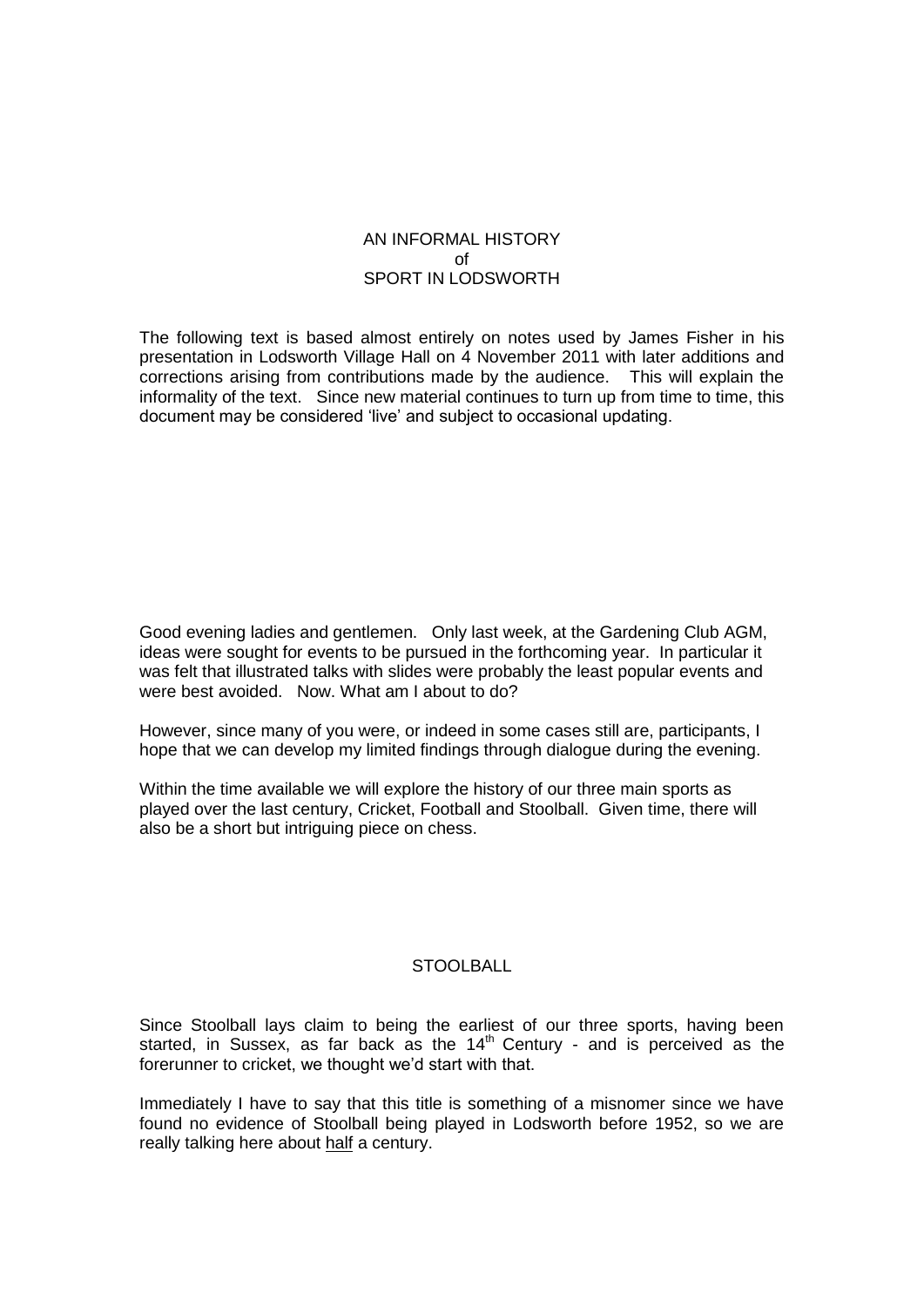# AN INFORMAL HISTORY
# of
# SPORT IN LODSWORTH

The following text is based almost entirely on notes used by James Fisher in his presentation in Lodsworth Village Hall on 4 November 2011 with later additions and corrections arising from contributions made by the audience. This will explain the informality of the text. Since new material continues to turn up from time to time, this document may be considered 'live' and subject to occasional updating.

Good evening ladies and gentlemen. Only last week, at the Gardening Club AGM, ideas were sought for events to be pursued in the forthcoming year. In particular it was felt that illustrated talks with slides were probably the least popular events and were best avoided. Now. What am I about to do?

However, since many of you were, or indeed in some cases still are, participants, I hope that we can develop my limited findings through dialogue during the evening.

Within the time available we will explore the history of our three main sports as played over the last century, Cricket, Football and Stoolball. Given time, there will also be a short but intriguing piece on chess.

## STOOLBALL

Since Stoolball lays claim to being the earliest of our three sports, having been started, in Sussex, as far back as the 14th Century - and is perceived as the forerunner to cricket, we thought we'd start with that.

Immediately I have to say that this title is something of a misnomer since we have found no evidence of Stoolball being played in Lodsworth before 1952, so we are really talking here about <u>half</u> a century.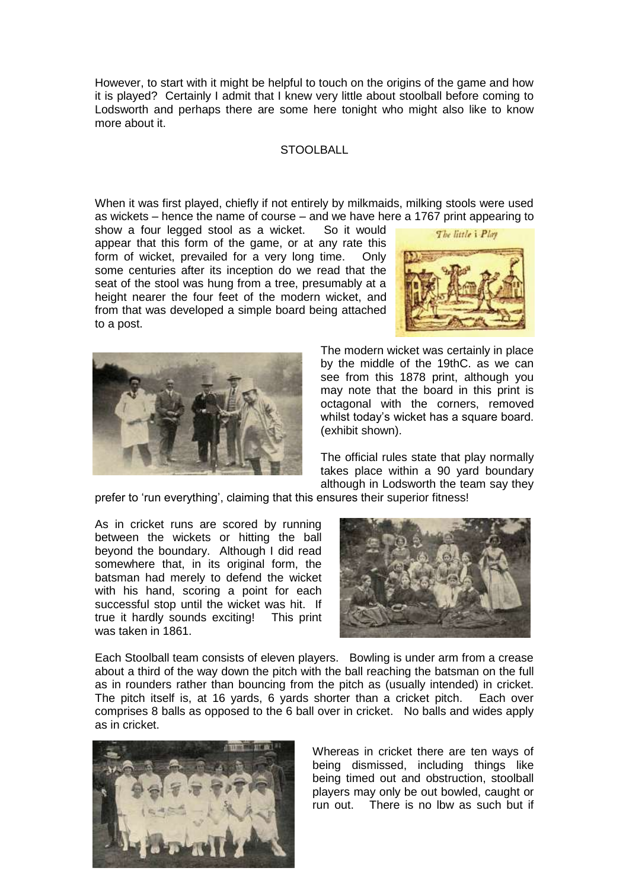However, to start with it might be helpful to touch on the origins of the game and how it is played? Certainly I admit that I knew very little about stoolball before coming to Lodsworth and perhaps there are some here tonight who might also like to know more about it.

STOOLBALL

When it was first played, chiefly if not entirely by milkmaids, milking stools were used as wickets – hence the name of course – and we have here a 1767 print appearing to show a four legged stool as a wicket. So it would appear that this form of the game, or at any rate this form of wicket, prevailed for a very long time. Only some centuries after its inception do we read that the seat of the stool was hung from a tree, presumably at a height nearer the four feet of the modern wicket, and from that was developed a simple board being attached to a post.

The modern wicket was certainly in place by the middle of the 19thC. as we can see from this 1878 print, although you may note that the board in this print is octagonal with the corners, removed whilst today's wicket has a square board. (exhibit shown).

The official rules state that play normally takes place within a 90 yard boundary although in Lodsworth the team say they prefer to 'run everything', claiming that this ensures their superior fitness!

As in cricket runs are scored by running between the wickets or hitting the ball beyond the boundary. Although I did read somewhere that, in its original form, the batsman had merely to defend the wicket with his hand, scoring a point for each successful stop until the wicket was hit. If true it hardly sounds exciting! This print was taken in 1861.

Each Stoolball team consists of eleven players. Bowling is under arm from a crease about a third of the way down the pitch with the ball reaching the batsman on the full as in rounders rather than bouncing from the pitch as (usually intended) in cricket. The pitch itself is, at 16 yards, 6 yards shorter than a cricket pitch. Each over comprises 8 balls as opposed to the 6 ball over in cricket. No balls and wides apply as in cricket.

Whereas in cricket there are ten ways of being dismissed, including things like being timed out and obstruction, stoolball players may only be out bowled, caught or run out. There is no lbw as such but if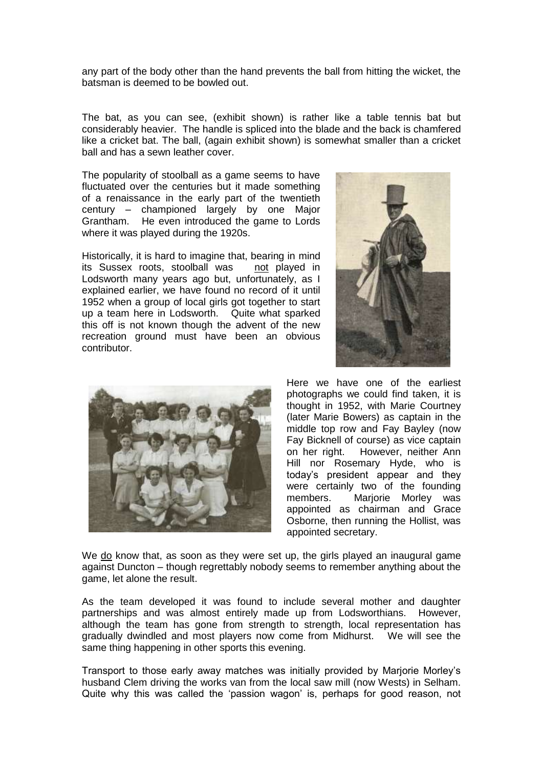any part of the body other than the hand prevents the ball from hitting the wicket, the batsman is deemed to be bowled out.

The bat, as you can see, (exhibit shown) is rather like a table tennis bat but considerably heavier. The handle is spliced into the blade and the back is chamfered like a cricket bat. The ball, (again exhibit shown) is somewhat smaller than a cricket ball and has a sewn leather cover.

The popularity of stoolball as a game seems to have fluctuated over the centuries but it made something of a renaissance in the early part of the twentieth century – championed largely by one Major Grantham. He even introduced the game to Lords where it was played during the 1920s.

Historically, it is hard to imagine that, bearing in mind its Sussex roots, stoolball was not played in Lodsworth many years ago but, unfortunately, as I explained earlier, we have found no record of it until 1952 when a group of local girls got together to start up a team here in Lodsworth. Quite what sparked this off is not known though the advent of the new recreation ground must have been an obvious contributor.

Here we have one of the earliest photographs we could find taken, it is thought in 1952, with Marie Courtney (later Marie Bowers) as captain in the middle top row and Fay Bayley (now Fay Bicknell of course) as vice captain on her right. However, neither Ann Hill nor Rosemary Hyde, who is today's president appear and they were certainly two of the founding members. Marjorie Morley was appointed as chairman and Grace Osborne, then running the Hollist, was appointed secretary.

We do know that, as soon as they were set up, the girls played an inaugural game against Duncton – though regrettably nobody seems to remember anything about the game, let alone the result.

As the team developed it was found to include several mother and daughter partnerships and was almost entirely made up from Lodsworthians. However, although the team has gone from strength to strength, local representation has gradually dwindled and most players now come from Midhurst. We will see the same thing happening in other sports this evening.

Transport to those early away matches was initially provided by Marjorie Morley's husband Clem driving the works van from the local saw mill (now Wests) in Selham. Quite why this was called the 'passion wagon' is, perhaps for good reason, not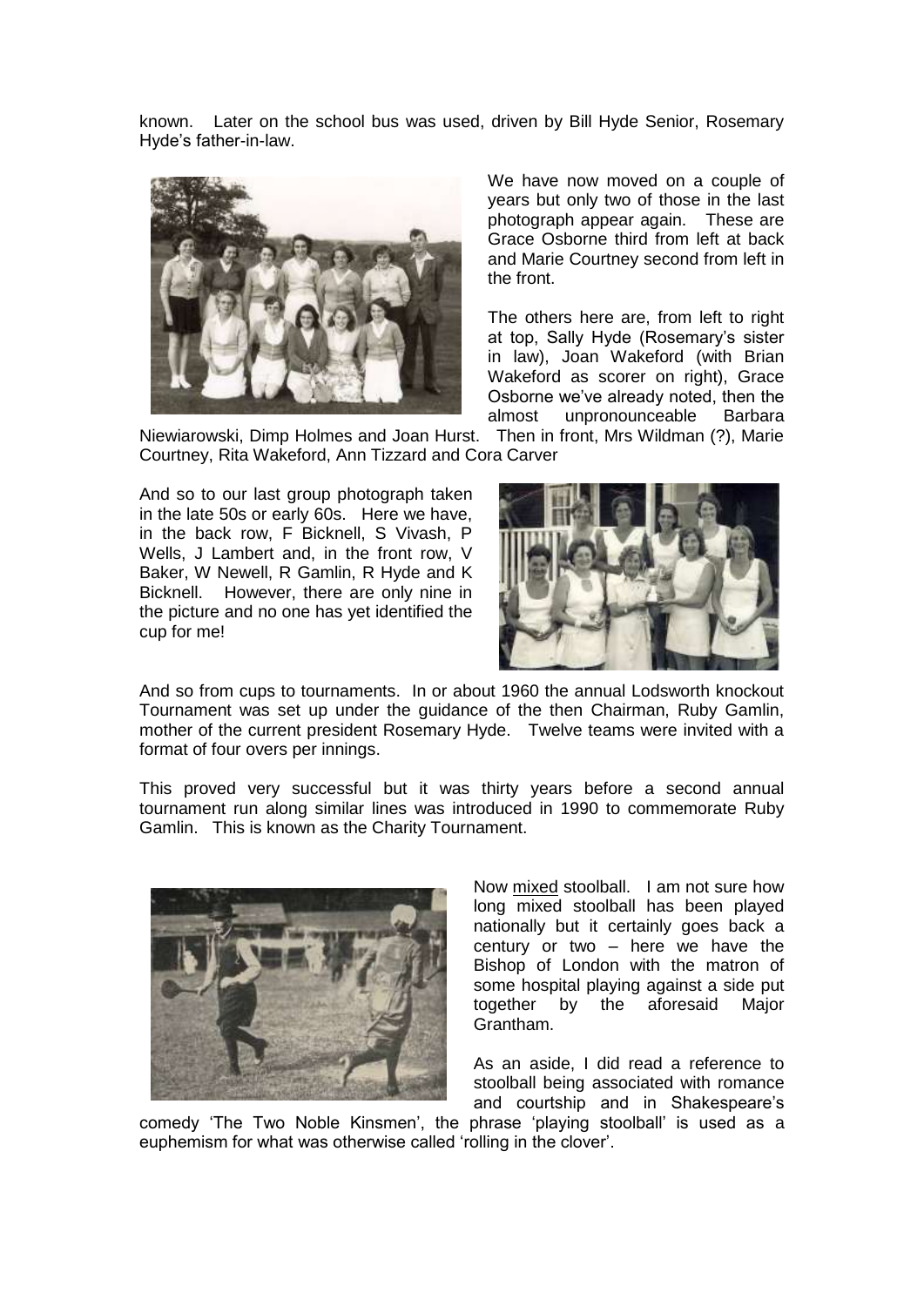known. Later on the school bus was used, driven by Bill Hyde Senior, Rosemary Hyde's father-in-law.

We have now moved on a couple of years but only two of those in the last photograph appear again. These are Grace Osborne third from left at back and Marie Courtney second from left in the front.

The others here are, from left to right at top, Sally Hyde (Rosemary's sister in law), Joan Wakeford (with Brian Wakeford as scorer on right), Grace Osborne we've already noted, then the almost unpronounceable Barbara Niewiarowski, Dimp Holmes and Joan Hurst. Then in front, Mrs Wildman (?), Marie Courtney, Rita Wakeford, Ann Tizzard and Cora Carver

And so to our last group photograph taken in the late 50s or early 60s. Here we have, in the back row, F Bicknell, S Vivash, P Wells, J Lambert and, in the front row, V Baker, W Newell, R Gamlin, R Hyde and K Bicknell. However, there are only nine in the picture and no one has yet identified the cup for me!

And so from cups to tournaments. In or about 1960 the annual Lodsworth knockout Tournament was set up under the guidance of the then Chairman, Ruby Gamlin, mother of the current president Rosemary Hyde. Twelve teams were invited with a format of four overs per innings.

This proved very successful but it was thirty years before a second annual tournament run along similar lines was introduced in 1990 to commemorate Ruby Gamlin. This is known as the Charity Tournament.

Now mixed stoolball. I am not sure how long mixed stoolball has been played nationally but it certainly goes back a century or two – here we have the Bishop of London with the matron of some hospital playing against a side put together by the aforesaid Major Grantham.

As an aside, I did read a reference to stoolball being associated with romance and courtship and in Shakespeare's comedy 'The Two Noble Kinsmen', the phrase 'playing stoolball' is used as a euphemism for what was otherwise called 'rolling in the clover'.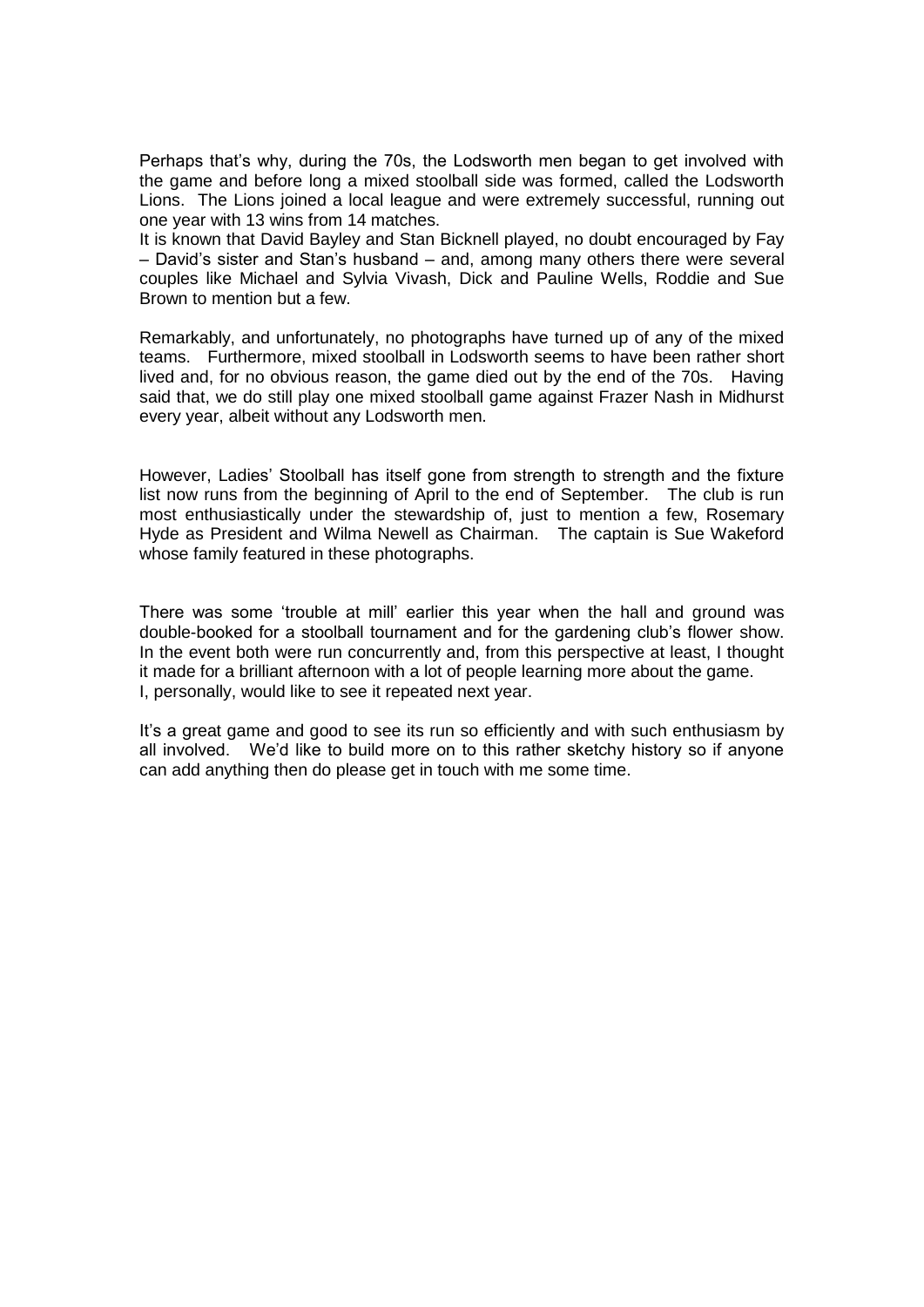Perhaps that's why, during the 70s, the Lodsworth men began to get involved with the game and before long a mixed stoolball side was formed, called the Lodsworth Lions. The Lions joined a local league and were extremely successful, running out one year with 13 wins from 14 matches.

It is known that David Bayley and Stan Bicknell played, no doubt encouraged by Fay – David's sister and Stan's husband – and, among many others there were several couples like Michael and Sylvia Vivash, Dick and Pauline Wells, Roddie and Sue Brown to mention but a few.

Remarkably, and unfortunately, no photographs have turned up of any of the mixed teams. Furthermore, mixed stoolball in Lodsworth seems to have been rather short lived and, for no obvious reason, the game died out by the end of the 70s. Having said that, we do still play one mixed stoolball game against Frazer Nash in Midhurst every year, albeit without any Lodsworth men.

However, Ladies' Stoolball has itself gone from strength to strength and the fixture list now runs from the beginning of April to the end of September. The club is run most enthusiastically under the stewardship of, just to mention a few, Rosemary Hyde as President and Wilma Newell as Chairman. The captain is Sue Wakeford whose family featured in these photographs.

There was some 'trouble at mill' earlier this year when the hall and ground was double-booked for a stoolball tournament and for the gardening club's flower show. In the event both were run concurrently and, from this perspective at least, I thought it made for a brilliant afternoon with a lot of people learning more about the game.

I, personally, would like to see it repeated next year.

It's a great game and good to see its run so efficiently and with such enthusiasm by all involved. We'd like to build more on to this rather sketchy history so if anyone can add anything then do please get in touch with me some time.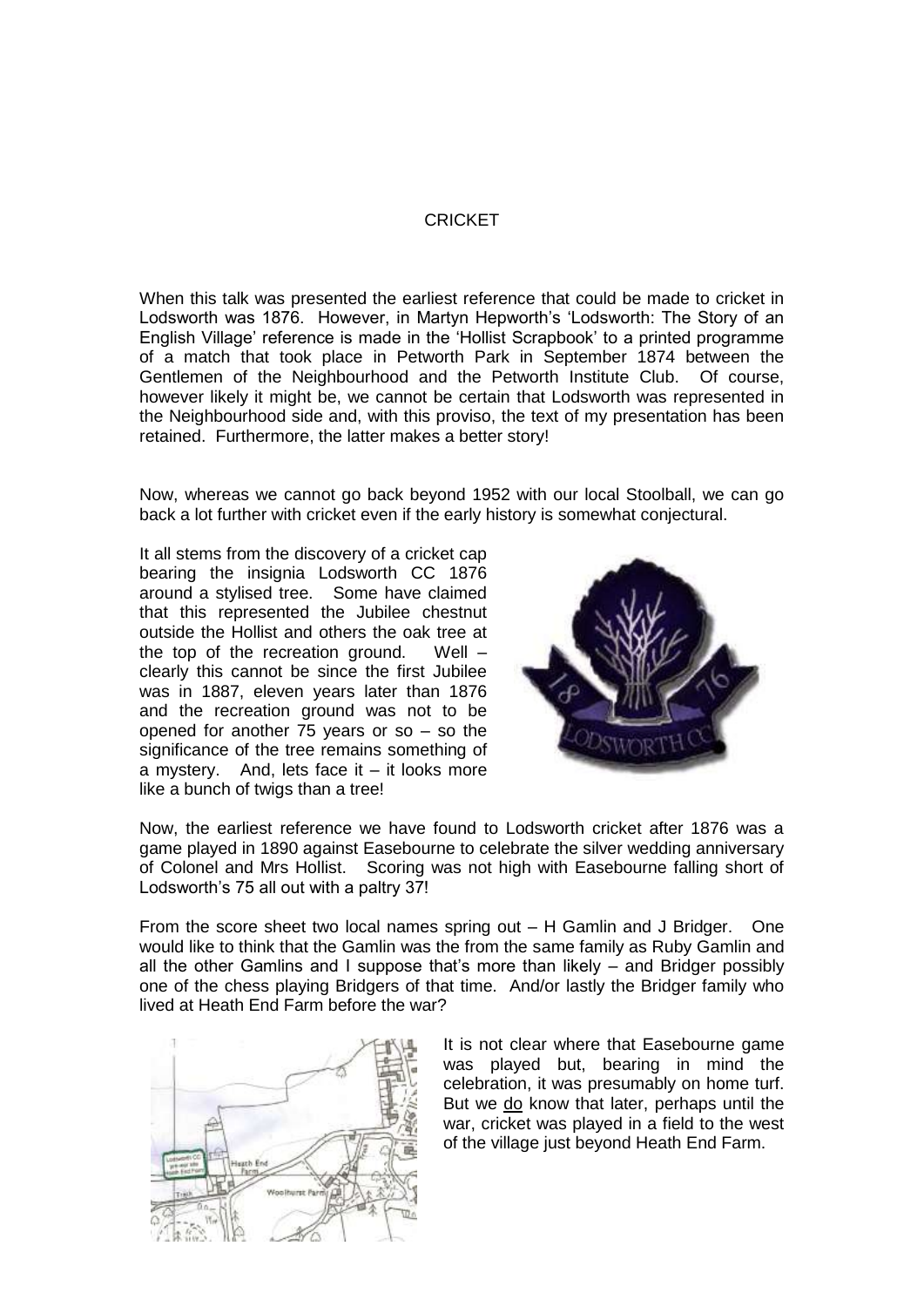# CRICKET

When this talk was presented the earliest reference that could be made to cricket in Lodsworth was 1876. However, in Martyn Hepworth's 'Lodsworth: The Story of an English Village' reference is made in the 'Hollist Scrapbook' to a printed programme of a match that took place in Petworth Park in September 1874 between the Gentlemen of the Neighbourhood and the Petworth Institute Club. Of course, however likely it might be, we cannot be certain that Lodsworth was represented in the Neighbourhood side and, with this proviso, the text of my presentation has been retained. Furthermore, the latter makes a better story!

Now, whereas we cannot go back beyond 1952 with our local Stoolball, we can go back a lot further with cricket even if the early history is somewhat conjectural.

It all stems from the discovery of a cricket cap bearing the insignia Lodsworth CC 1876 around a stylised tree. Some have claimed that this represented the Jubilee chestnut outside the Hollist and others the oak tree at the top of the recreation ground. Well – clearly this cannot be since the first Jubilee was in 1887, eleven years later than 1876 and the recreation ground was not to be opened for another 75 years or so – so the significance of the tree remains something of a mystery. And, lets face it – it looks more like a bunch of twigs than a tree!

Now, the earliest reference we have found to Lodsworth cricket after 1876 was a game played in 1890 against Easebourne to celebrate the silver wedding anniversary of Colonel and Mrs Hollist. Scoring was not high with Easebourne falling short of Lodsworth's 75 all out with a paltry 37!

From the score sheet two local names spring out – H Gamlin and J Bridger. One would like to think that the Gamlin was the from the same family as Ruby Gamlin and all the other Gamlins and I suppose that's more than likely – and Bridger possibly one of the chess playing Bridgers of that time. And/or lastly the Bridger family who lived at Heath End Farm before the war?

It is not clear where that Easebourne game was played but, bearing in mind the celebration, it was presumably on home turf. But we do know that later, perhaps until the war, cricket was played in a field to the west of the village just beyond Heath End Farm.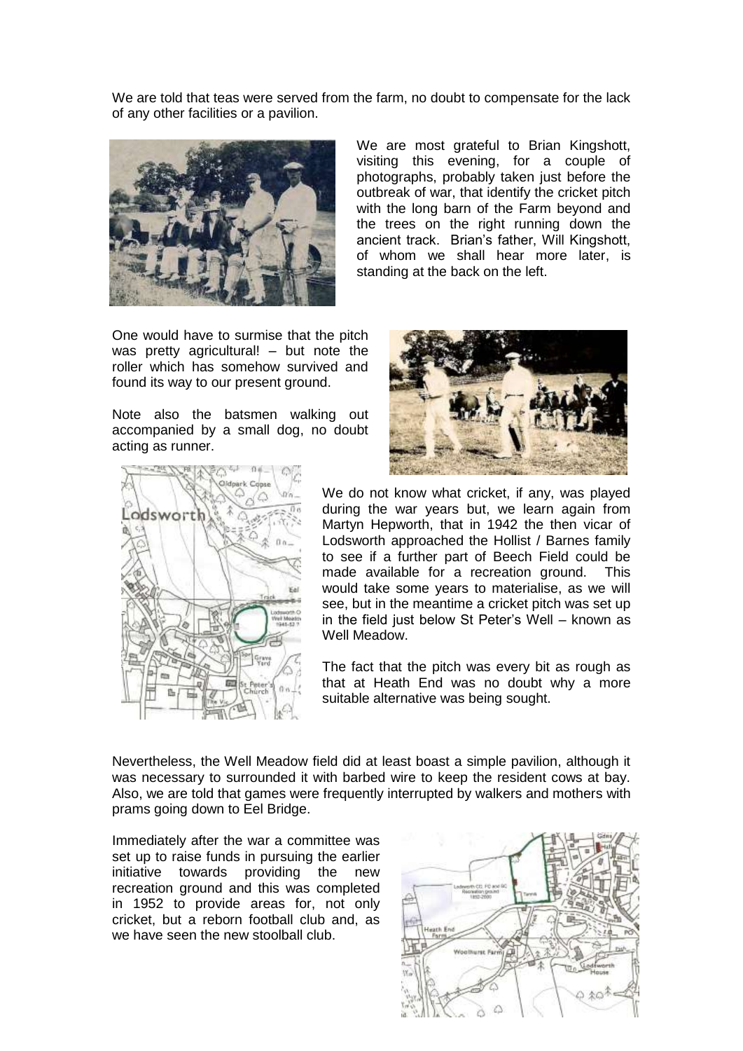We are told that teas were served from the farm, no doubt to compensate for the lack of any other facilities or a pavilion.

We are most grateful to Brian Kingshott, visiting this evening, for a couple of photographs, probably taken just before the outbreak of war, that identify the cricket pitch with the long barn of the Farm beyond and the trees on the right running down the ancient track. Brian's father, Will Kingshott, of whom we shall hear more later, is standing at the back on the left.

One would have to surmise that the pitch was pretty agricultural! – but note the roller which has somehow survived and found its way to our present ground.

Note also the batsmen walking out accompanied by a small dog, no doubt acting as runner.

We do not know what cricket, if any, was played during the war years but, we learn again from Martyn Hepworth, that in 1942 the then vicar of Lodsworth approached the Hollist / Barnes family to see if a further part of Beech Field could be made available for a recreation ground. This would take some years to materialise, as we will see, but in the meantime a cricket pitch was set up in the field just below St Peter's Well – known as Well Meadow.

The fact that the pitch was every bit as rough as that at Heath End was no doubt why a more suitable alternative was being sought.

Nevertheless, the Well Meadow field did at least boast a simple pavilion, although it was necessary to surrounded it with barbed wire to keep the resident cows at bay. Also, we are told that games were frequently interrupted by walkers and mothers with prams going down to Eel Bridge.

Immediately after the war a committee was set up to raise funds in pursuing the earlier initiative towards providing the new recreation ground and this was completed in 1952 to provide areas for, not only cricket, but a reborn football club and, as we have seen the new stoolball club.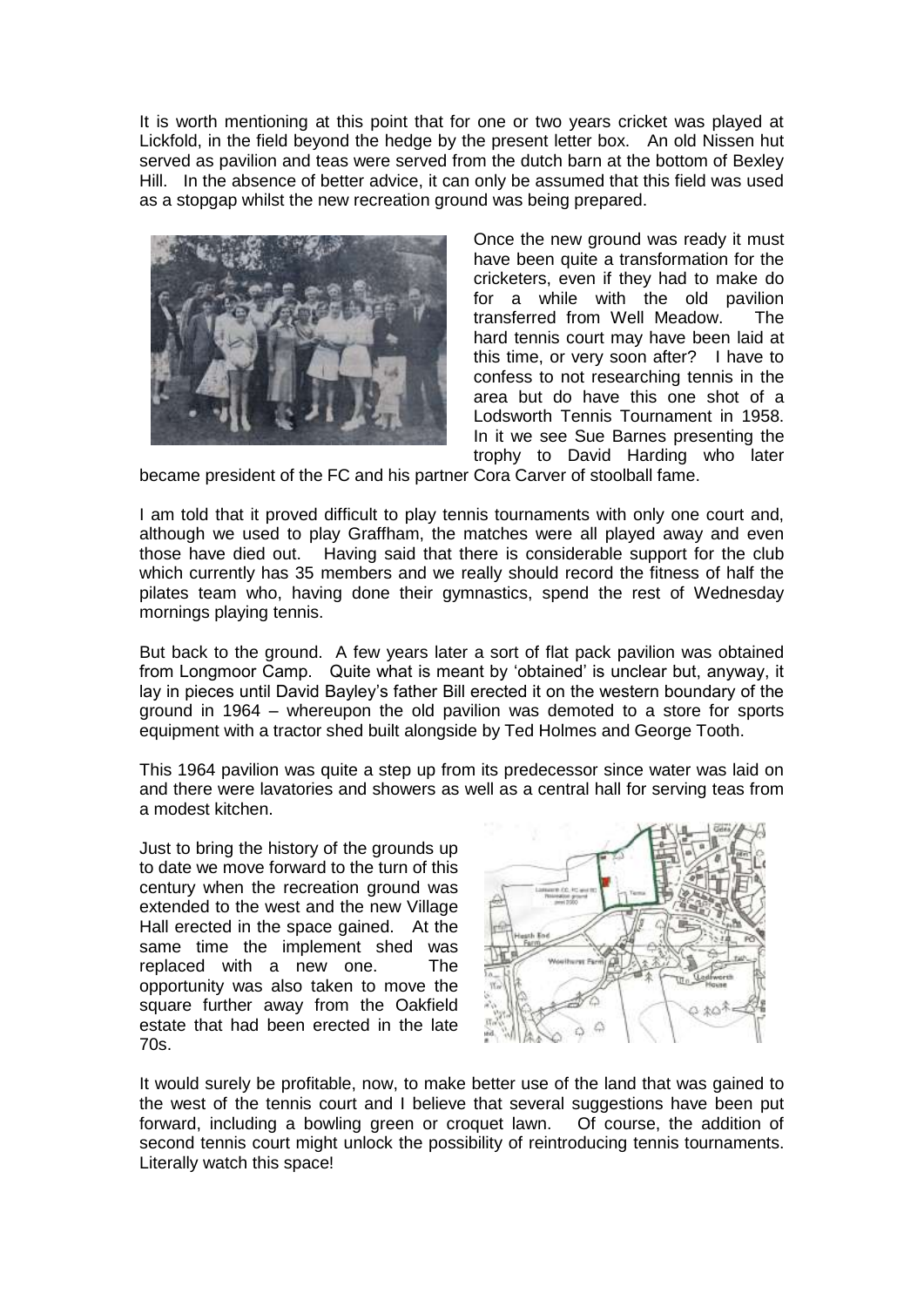It is worth mentioning at this point that for one or two years cricket was played at Lickfold, in the field beyond the hedge by the present letter box. An old Nissen hut served as pavilion and teas were served from the dutch barn at the bottom of Bexley Hill. In the absence of better advice, it can only be assumed that this field was used as a stopgap whilst the new recreation ground was being prepared.

Once the new ground was ready it must have been quite a transformation for the cricketers, even if they had to make do for a while with the old pavilion transferred from Well Meadow. The hard tennis court may have been laid at this time, or very soon after? I have to confess to not researching tennis in the area but do have this one shot of a Lodsworth Tennis Tournament in 1958. In it we see Sue Barnes presenting the trophy to David Harding who later became president of the FC and his partner Cora Carver of stoolball fame.

I am told that it proved difficult to play tennis tournaments with only one court and, although we used to play Graffham, the matches were all played away and even those have died out. Having said that there is considerable support for the club which currently has 35 members and we really should record the fitness of half the pilates team who, having done their gymnastics, spend the rest of Wednesday mornings playing tennis.

But back to the ground. A few years later a sort of flat pack pavilion was obtained from Longmoor Camp. Quite what is meant by 'obtained' is unclear but, anyway, it lay in pieces until David Bayley's father Bill erected it on the western boundary of the ground in 1964 – whereupon the old pavilion was demoted to a store for sports equipment with a tractor shed built alongside by Ted Holmes and George Tooth.

This 1964 pavilion was quite a step up from its predecessor since water was laid on and there were lavatories and showers as well as a central hall for serving teas from a modest kitchen.

Just to bring the history of the grounds up to date we move forward to the turn of this century when the recreation ground was extended to the west and the new Village Hall erected in the space gained. At the same time the implement shed was replaced with a new one. The opportunity was also taken to move the square further away from the Oakfield estate that had been erected in the late 70s.

It would surely be profitable, now, to make better use of the land that was gained to the west of the tennis court and I believe that several suggestions have been put forward, including a bowling green or croquet lawn. Of course, the addition of second tennis court might unlock the possibility of reintroducing tennis tournaments. Literally watch this space!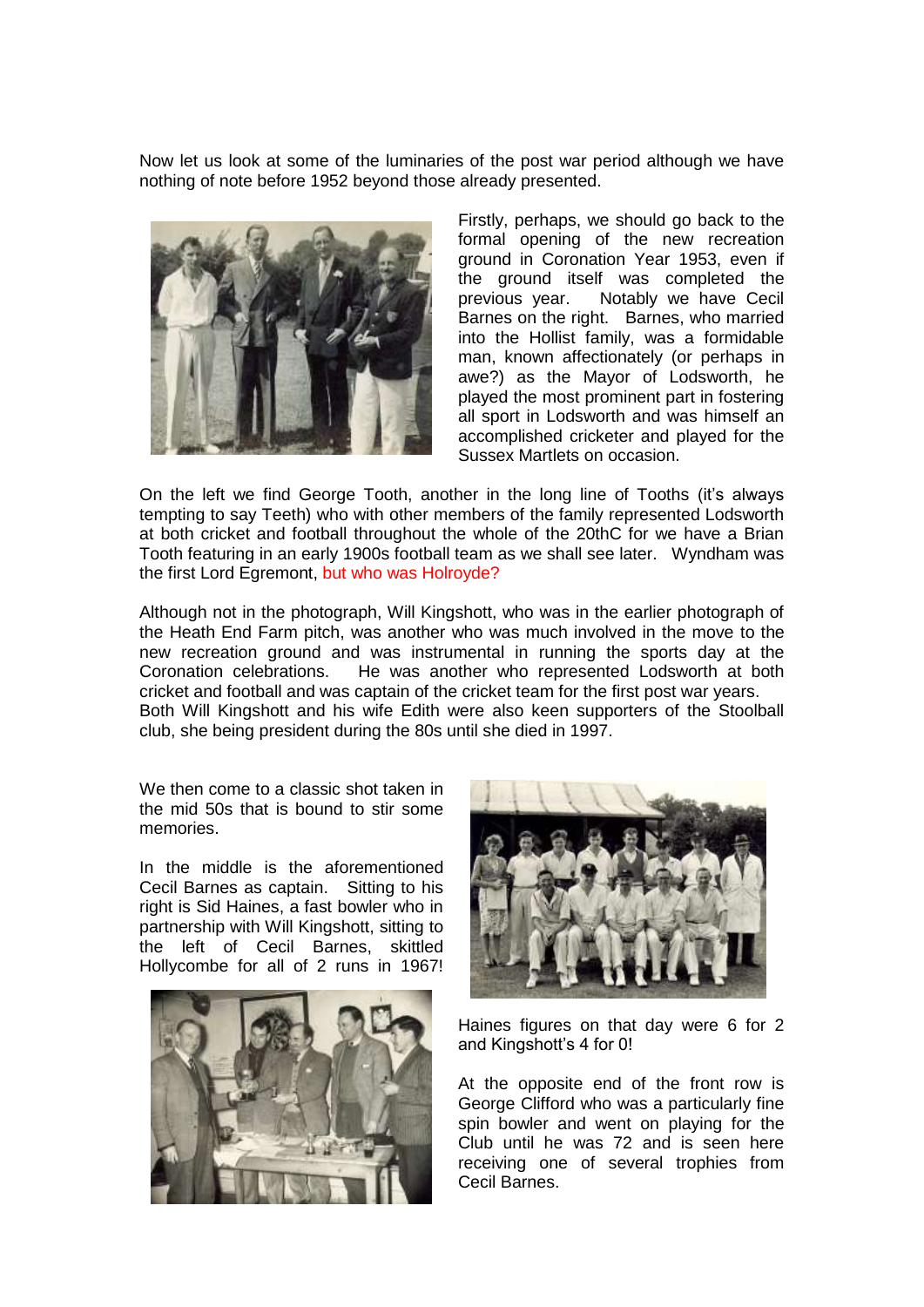Now let us look at some of the luminaries of the post war period although we have nothing of note before 1952 beyond those already presented.

Firstly, perhaps, we should go back to the formal opening of the new recreation ground in Coronation Year 1953, even if the ground itself was completed the previous year. Notably we have Cecil Barnes on the right. Barnes, who married into the Hollist family, was a formidable man, known affectionately (or perhaps in awe?) as the Mayor of Lodsworth, he played the most prominent part in fostering all sport in Lodsworth and was himself an accomplished cricketer and played for the Sussex Martlets on occasion.

On the left we find George Tooth, another in the long line of Tooths (it's always tempting to say Teeth) who with other members of the family represented Lodsworth at both cricket and football throughout the whole of the 20thC for we have a Brian Tooth featuring in an early 1900s football team as we shall see later. Wyndham was the first Lord Egremont, but who was Holroyde?

Although not in the photograph, Will Kingshott, who was in the earlier photograph of the Heath End Farm pitch, was another who was much involved in the move to the new recreation ground and was instrumental in running the sports day at the Coronation celebrations. He was another who represented Lodsworth at both cricket and football and was captain of the cricket team for the first post war years.
Both Will Kingshott and his wife Edith were also keen supporters of the Stoolball club, she being president during the 80s until she died in 1997.

We then come to a classic shot taken in the mid 50s that is bound to stir some memories.

In the middle is the aforementioned Cecil Barnes as captain. Sitting to his right is Sid Haines, a fast bowler who in partnership with Will Kingshott, sitting to the left of Cecil Barnes, skittled Hollycombe for all of 2 runs in 1967! Haines figures on that day were 6 for 2 and Kingshott's 4 for 0!

At the opposite end of the front row is George Clifford who was a particularly fine spin bowler and went on playing for the Club until he was 72 and is seen here receiving one of several trophies from Cecil Barnes.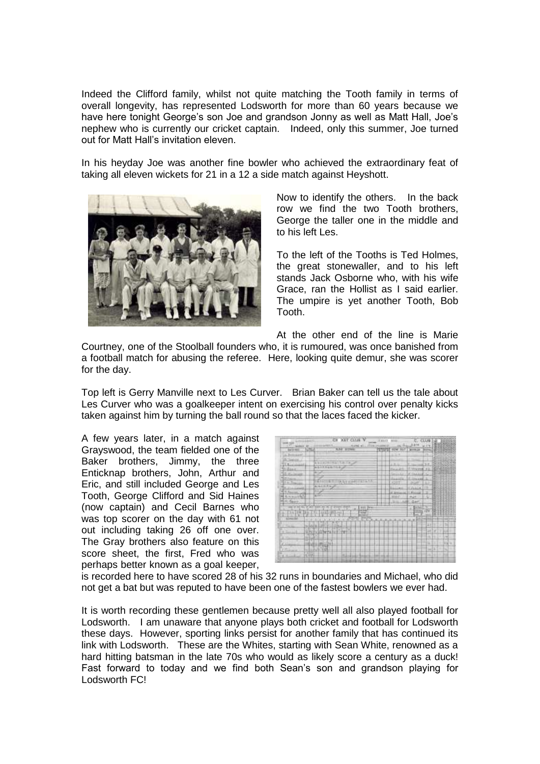Indeed the Clifford family, whilst not quite matching the Tooth family in terms of overall longevity, has represented Lodsworth for more than 60 years because we have here tonight George's son Joe and grandson Jonny as well as Matt Hall, Joe's nephew who is currently our cricket captain. Indeed, only this summer, Joe turned out for Matt Hall's invitation eleven.

In his heyday Joe was another fine bowler who achieved the extraordinary feat of taking all eleven wickets for 21 in a 12 a side match against Heyshott.

Now to identify the others. In the back row we find the two Tooth brothers, George the taller one in the middle and to his left Les.

To the left of the Tooths is Ted Holmes, the great stonewaller, and to his left stands Jack Osborne who, with his wife Grace, ran the Hollist as I said earlier. The umpire is yet another Tooth, Bob Tooth.

At the other end of the line is Marie Courtney, one of the Stoolball founders who, it is rumoured, was once banished from a football match for abusing the referee. Here, looking quite demur, she was scorer for the day.

Top left is Gerry Manville next to Les Curver. Brian Baker can tell us the tale about Les Curver who was a goalkeeper intent on exercising his control over penalty kicks taken against him by turning the ball round so that the laces faced the kicker.

A few years later, in a match against Grayswood, the team fielded one of the Baker brothers, Jimmy, the three Enticknap brothers, John, Arthur and Eric, and still included George and Les Tooth, George Clifford and Sid Haines (now captain) and Cecil Barnes who was top scorer on the day with 61 not out including taking 26 off one over. The Gray brothers also feature on this score sheet, the first, Fred who was perhaps better known as a goal keeper, is recorded here to have scored 28 of his 32 runs in boundaries and Michael, who did not get a bat but was reputed to have been one of the fastest bowlers we ever had.

It is worth recording these gentlemen because pretty well all also played football for Lodsworth. I am unaware that anyone plays both cricket and football for Lodsworth these days. However, sporting links persist for another family that has continued its link with Lodsworth. These are the Whites, starting with Sean White, renowned as a hard hitting batsman in the late 70s who would as likely score a century as a duck! Fast forward to today and we find both Sean's son and grandson playing for Lodsworth FC!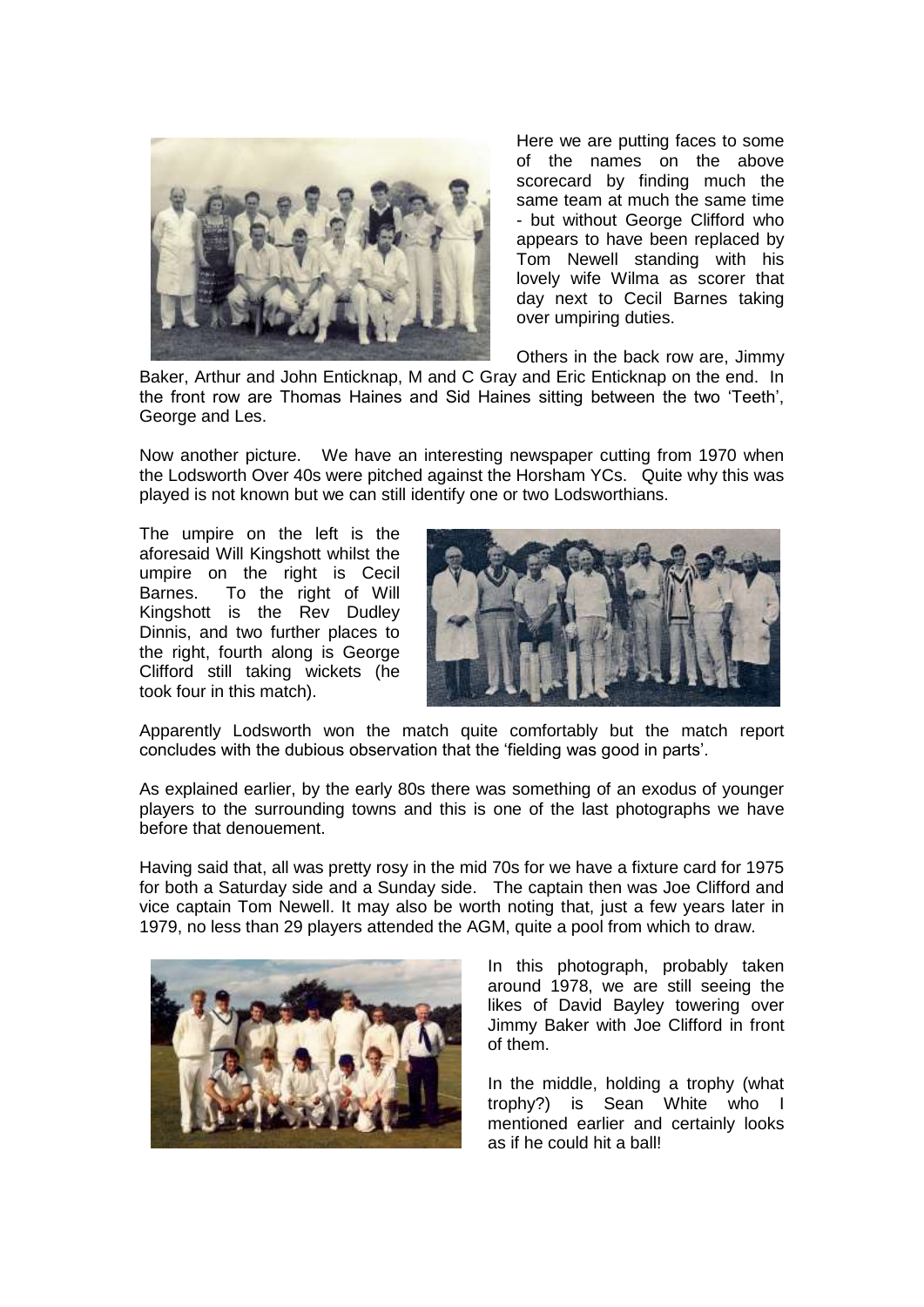Here we are putting faces to some of the names on the above scorecard by finding much the same team at much the same time - but without George Clifford who appears to have been replaced by Tom Newell standing with his lovely wife Wilma as scorer that day next to Cecil Barnes taking over umpiring duties.

Others in the back row are, Jimmy Baker, Arthur and John Enticknap, M and C Gray and Eric Enticknap on the end. In the front row are Thomas Haines and Sid Haines sitting between the two 'Teeth', George and Les.

Now another picture. We have an interesting newspaper cutting from 1970 when the Lodsworth Over 40s were pitched against the Horsham YCs. Quite why this was played is not known but we can still identify one or two Lodsworthians.

The umpire on the left is the aforesaid Will Kingshott whilst the umpire on the right is Cecil Barnes. To the right of Will Kingshott is the Rev Dudley Dinnis, and two further places to the right, fourth along is George Clifford still taking wickets (he took four in this match).

Apparently Lodsworth won the match quite comfortably but the match report concludes with the dubious observation that the 'fielding was good in parts'.

As explained earlier, by the early 80s there was something of an exodus of younger players to the surrounding towns and this is one of the last photographs we have before that denouement.

Having said that, all was pretty rosy in the mid 70s for we have a fixture card for 1975 for both a Saturday side and a Sunday side. The captain then was Joe Clifford and vice captain Tom Newell. It may also be worth noting that, just a few years later in 1979, no less than 29 players attended the AGM, quite a pool from which to draw.

In this photograph, probably taken around 1978, we are still seeing the likes of David Bayley towering over Jimmy Baker with Joe Clifford in front of them.

In the middle, holding a trophy (what trophy?) is Sean White who I mentioned earlier and certainly looks as if he could hit a ball!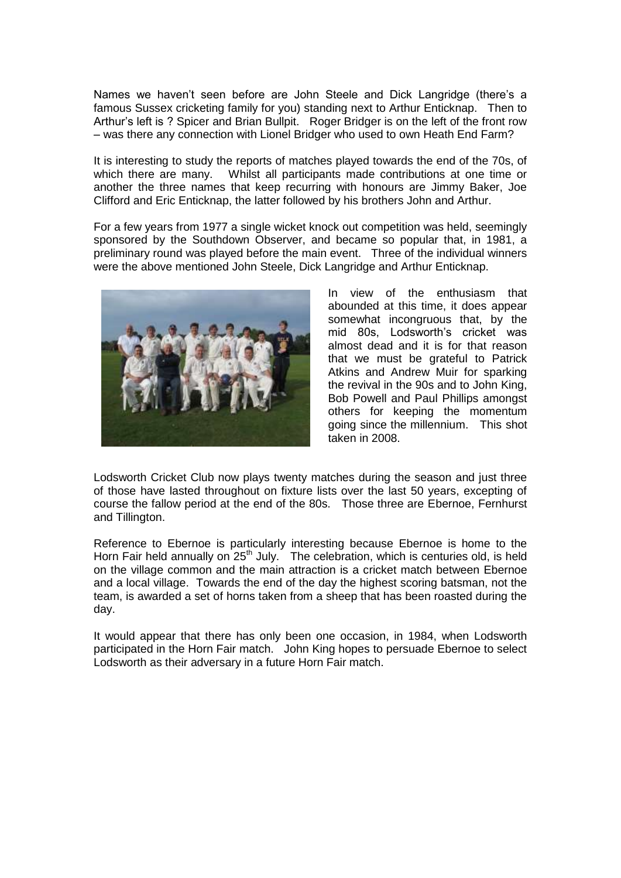Names we haven't seen before are John Steele and Dick Langridge (there's a famous Sussex cricketing family for you) standing next to Arthur Enticknap. Then to Arthur's left is ? Spicer and Brian Bullpit. Roger Bridger is on the left of the front row – was there any connection with Lionel Bridger who used to own Heath End Farm?

It is interesting to study the reports of matches played towards the end of the 70s, of which there are many. Whilst all participants made contributions at one time or another the three names that keep recurring with honours are Jimmy Baker, Joe Clifford and Eric Enticknap, the latter followed by his brothers John and Arthur.

For a few years from 1977 a single wicket knock out competition was held, seemingly sponsored by the Southdown Observer, and became so popular that, in 1981, a preliminary round was played before the main event. Three of the individual winners were the above mentioned John Steele, Dick Langridge and Arthur Enticknap.

In view of the enthusiasm that abounded at this time, it does appear somewhat incongruous that, by the mid 80s, Lodsworth's cricket was almost dead and it is for that reason that we must be grateful to Patrick Atkins and Andrew Muir for sparking the revival in the 90s and to John King, Bob Powell and Paul Phillips amongst others for keeping the momentum going since the millennium. This shot taken in 2008.

Lodsworth Cricket Club now plays twenty matches during the season and just three of those have lasted throughout on fixture lists over the last 50 years, excepting of course the fallow period at the end of the 80s. Those three are Ebernoe, Fernhurst and Tillington.

Reference to Ebernoe is particularly interesting because Ebernoe is home to the Horn Fair held annually on 25th July. The celebration, which is centuries old, is held on the village common and the main attraction is a cricket match between Ebernoe and a local village. Towards the end of the day the highest scoring batsman, not the team, is awarded a set of horns taken from a sheep that has been roasted during the day.

It would appear that there has only been one occasion, in 1984, when Lodsworth participated in the Horn Fair match. John King hopes to persuade Ebernoe to select Lodsworth as their adversary in a future Horn Fair match.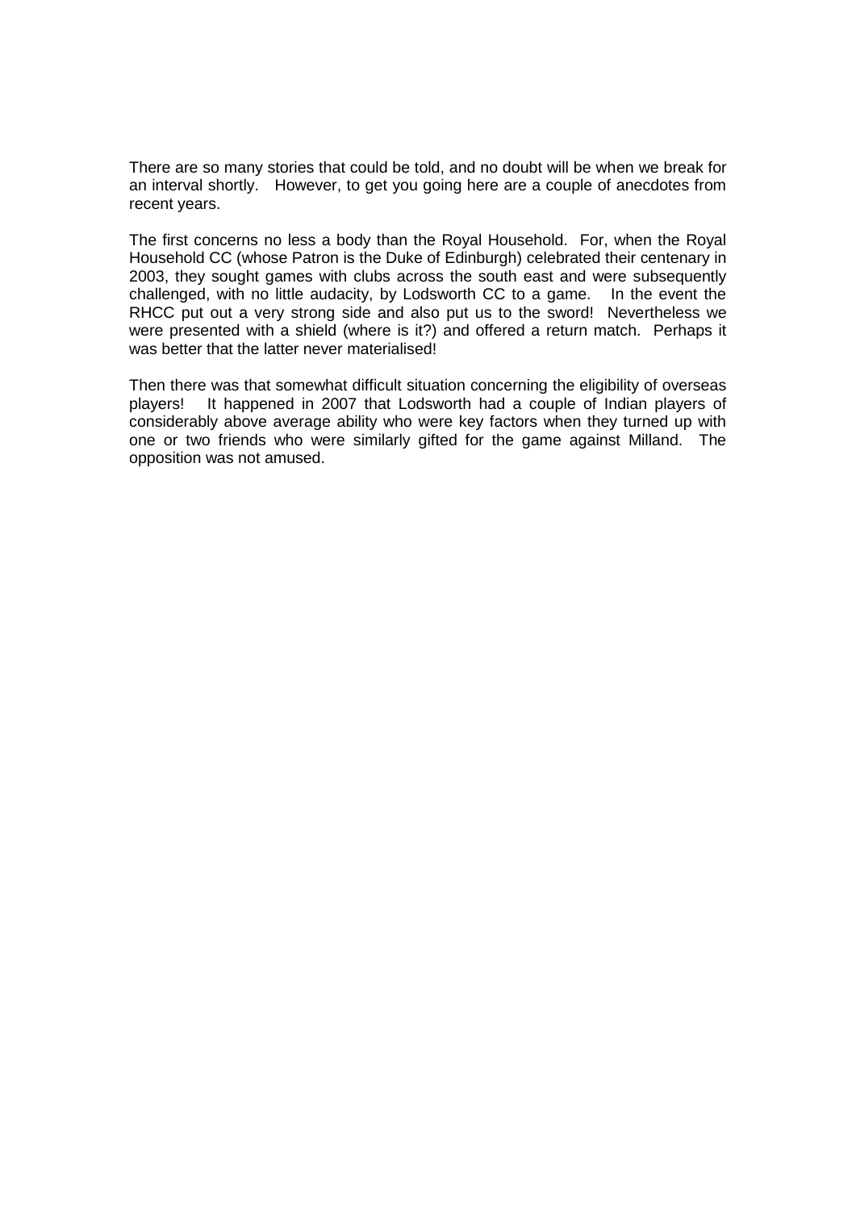There are so many stories that could be told, and no doubt will be when we break for an interval shortly. However, to get you going here are a couple of anecdotes from recent years.

The first concerns no less a body than the Royal Household. For, when the Royal Household CC (whose Patron is the Duke of Edinburgh) celebrated their centenary in 2003, they sought games with clubs across the south east and were subsequently challenged, with no little audacity, by Lodsworth CC to a game. In the event the RHCC put out a very strong side and also put us to the sword! Nevertheless we were presented with a shield (where is it?) and offered a return match. Perhaps it was better that the latter never materialised!

Then there was that somewhat difficult situation concerning the eligibility of overseas players! It happened in 2007 that Lodsworth had a couple of Indian players of considerably above average ability who were key factors when they turned up with one or two friends who were similarly gifted for the game against Milland. The opposition was not amused.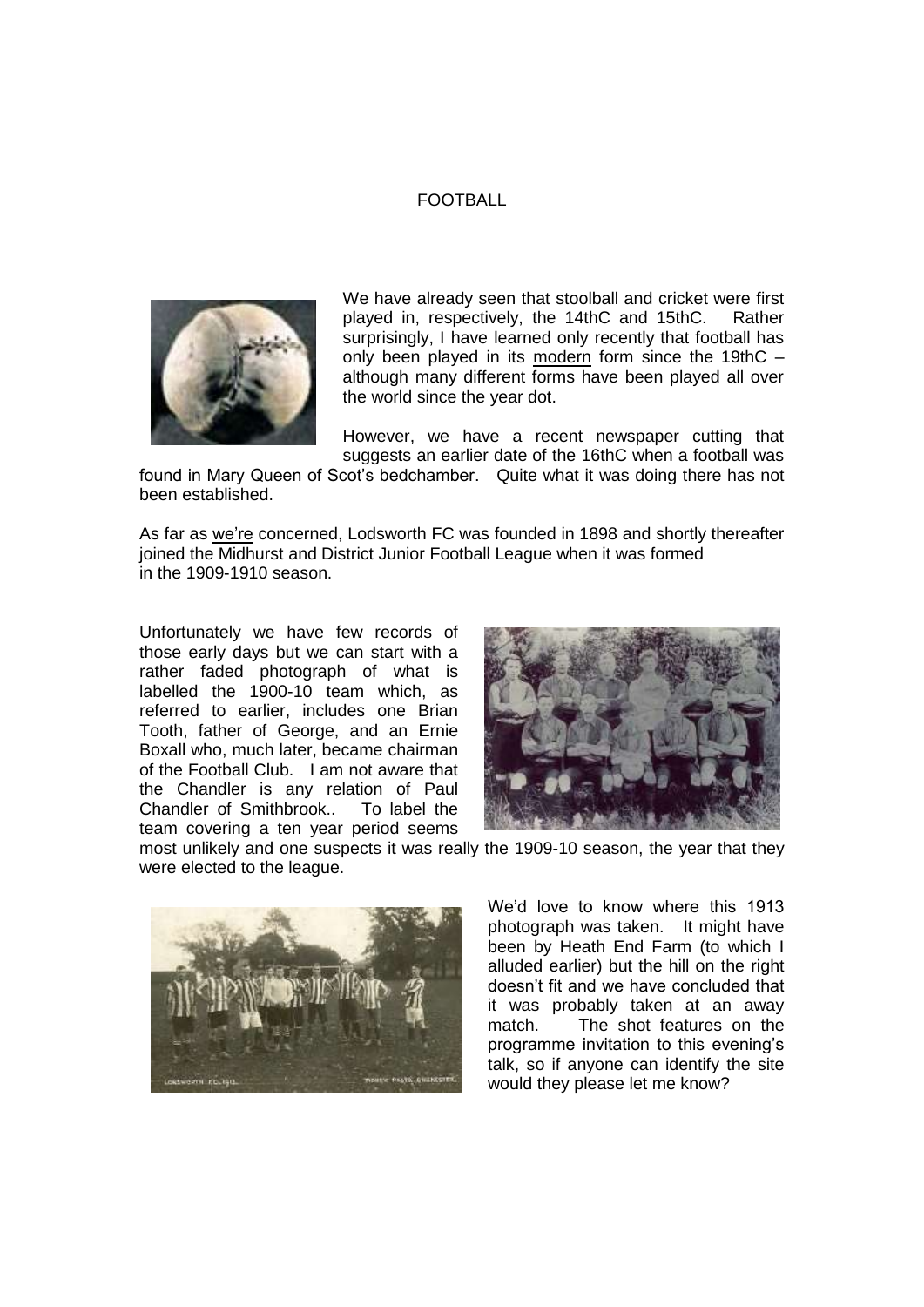# FOOTBALL

We have already seen that stoolball and cricket were first played in, respectively, the 14thC and 15thC. Rather surprisingly, I have learned only recently that football has only been played in its modern form since the 19thC – although many different forms have been played all over the world since the year dot.

However, we have a recent newspaper cutting that suggests an earlier date of the 16thC when a football was found in Mary Queen of Scot's bedchamber. Quite what it was doing there has not been established.

As far as we're concerned, Lodsworth FC was founded in 1898 and shortly thereafter joined the Midhurst and District Junior Football League when it was formed in the 1909-1910 season.

Unfortunately we have few records of those early days but we can start with a rather faded photograph of what is labelled the 1900-10 team which, as referred to earlier, includes one Brian Tooth, father of George, and an Ernie Boxall who, much later, became chairman of the Football Club. I am not aware that the Chandler is any relation of Paul Chandler of Smithbrook.. To label the team covering a ten year period seems most unlikely and one suspects it was really the 1909-10 season, the year that they were elected to the league.

We'd love to know where this 1913 photograph was taken. It might have been by Heath End Farm (to which I alluded earlier) but the hill on the right doesn't fit and we have concluded that it was probably taken at an away match. The shot features on the programme invitation to this evening's talk, so if anyone can identify the site would they please let me know?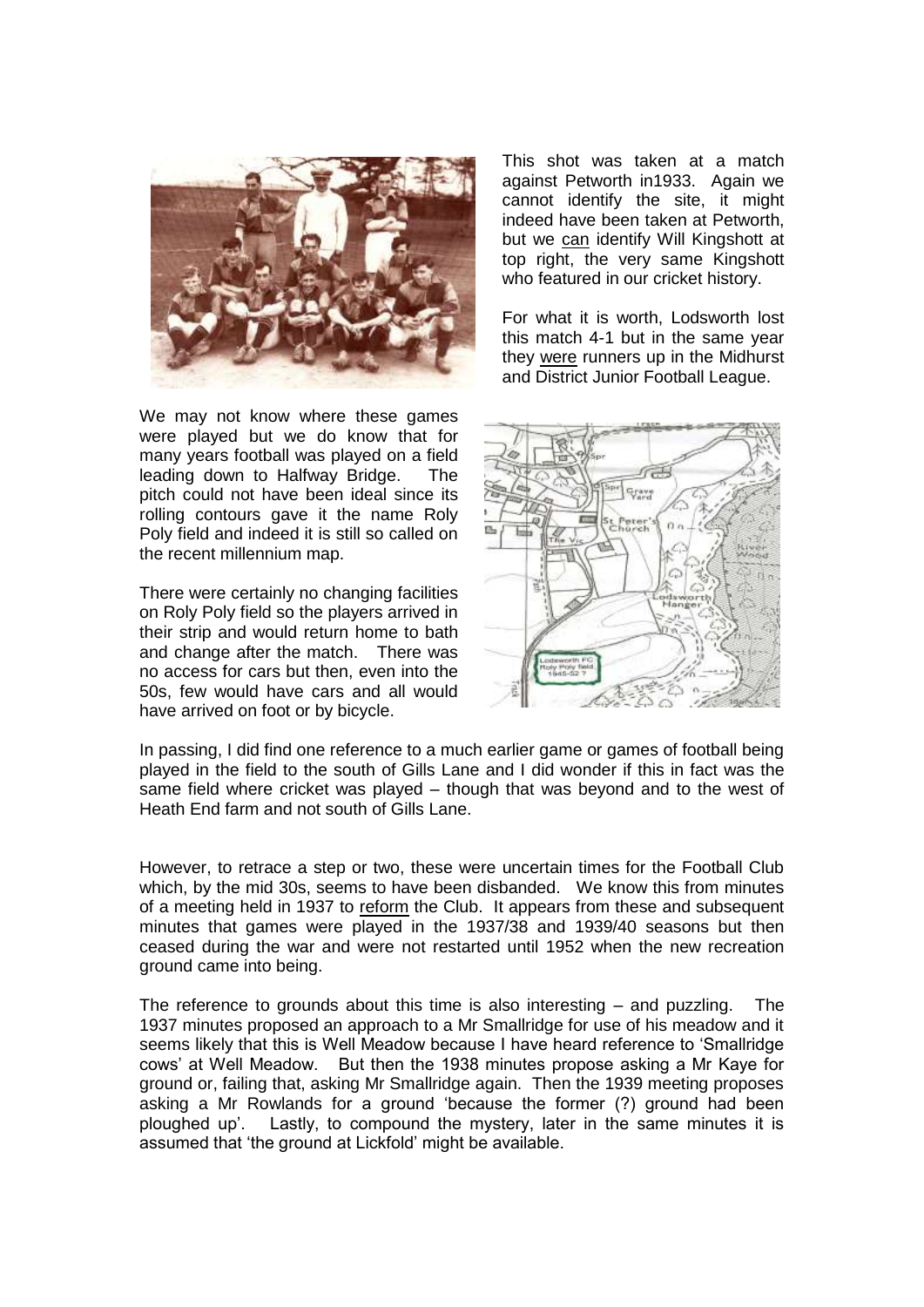This shot was taken at a match against Petworth in1933. Again we cannot identify the site, it might indeed have been taken at Petworth, but we can identify Will Kingshott at top right, the very same Kingshott who featured in our cricket history.

For what it is worth, Lodsworth lost this match 4-1 but in the same year they were runners up in the Midhurst and District Junior Football League.

We may not know where these games were played but we do know that for many years football was played on a field leading down to Halfway Bridge. The pitch could not have been ideal since its rolling contours gave it the name Roly Poly field and indeed it is still so called on the recent millennium map.

There were certainly no changing facilities on Roly Poly field so the players arrived in their strip and would return home to bath and change after the match. There was no access for cars but then, even into the 50s, few would have cars and all would have arrived on foot or by bicycle.

In passing, I did find one reference to a much earlier game or games of football being played in the field to the south of Gills Lane and I did wonder if this in fact was the same field where cricket was played – though that was beyond and to the west of Heath End farm and not south of Gills Lane.

However, to retrace a step or two, these were uncertain times for the Football Club which, by the mid 30s, seems to have been disbanded. We know this from minutes of a meeting held in 1937 to reform the Club. It appears from these and subsequent minutes that games were played in the 1937/38 and 1939/40 seasons but then ceased during the war and were not restarted until 1952 when the new recreation ground came into being.

The reference to grounds about this time is also interesting – and puzzling. The 1937 minutes proposed an approach to a Mr Smallridge for use of his meadow and it seems likely that this is Well Meadow because I have heard reference to 'Smallridge cows' at Well Meadow. But then the 1938 minutes propose asking a Mr Kaye for ground or, failing that, asking Mr Smallridge again. Then the 1939 meeting proposes asking a Mr Rowlands for a ground 'because the former (?) ground had been ploughed up'. Lastly, to compound the mystery, later in the same minutes it is assumed that 'the ground at Lickfold' might be available.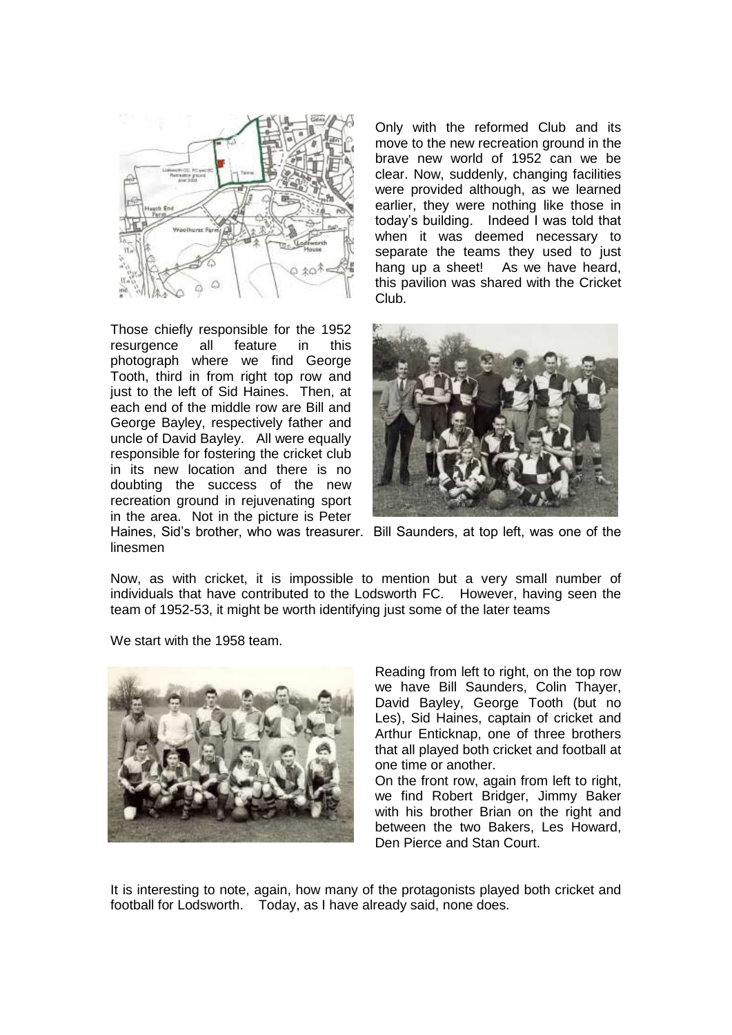Only with the reformed Club and its move to the new recreation ground in the brave new world of 1952 can we be clear. Now, suddenly, changing facilities were provided although, as we learned earlier, they were nothing like those in today's building. Indeed I was told that when it was deemed necessary to separate the teams they used to just hang up a sheet! As we have heard, this pavilion was shared with the Cricket Club.

Those chiefly responsible for the 1952 resurgence all feature in this photograph where we find George Tooth, third in from right top row and just to the left of Sid Haines. Then, at each end of the middle row are Bill and George Bayley, respectively father and uncle of David Bayley. All were equally responsible for fostering the cricket club in its new location and there is no doubting the success of the new recreation ground in rejuvenating sport in the area. Not in the picture is Peter Haines, Sid's brother, who was treasurer. Bill Saunders, at top left, was one of the linesmen

Now, as with cricket, it is impossible to mention but a very small number of individuals that have contributed to the Lodsworth FC. However, having seen the team of 1952-53, it might be worth identifying just some of the later teams

We start with the 1958 team.

Reading from left to right, on the top row we have Bill Saunders, Colin Thayer, David Bayley, George Tooth (but no Les), Sid Haines, captain of cricket and Arthur Enticknap, one of three brothers that all played both cricket and football at one time or another.

On the front row, again from left to right, we find Robert Bridger, Jimmy Baker with his brother Brian on the right and between the two Bakers, Les Howard, Den Pierce and Stan Court.

It is interesting to note, again, how many of the protagonists played both cricket and football for Lodsworth. Today, as I have already said, none does.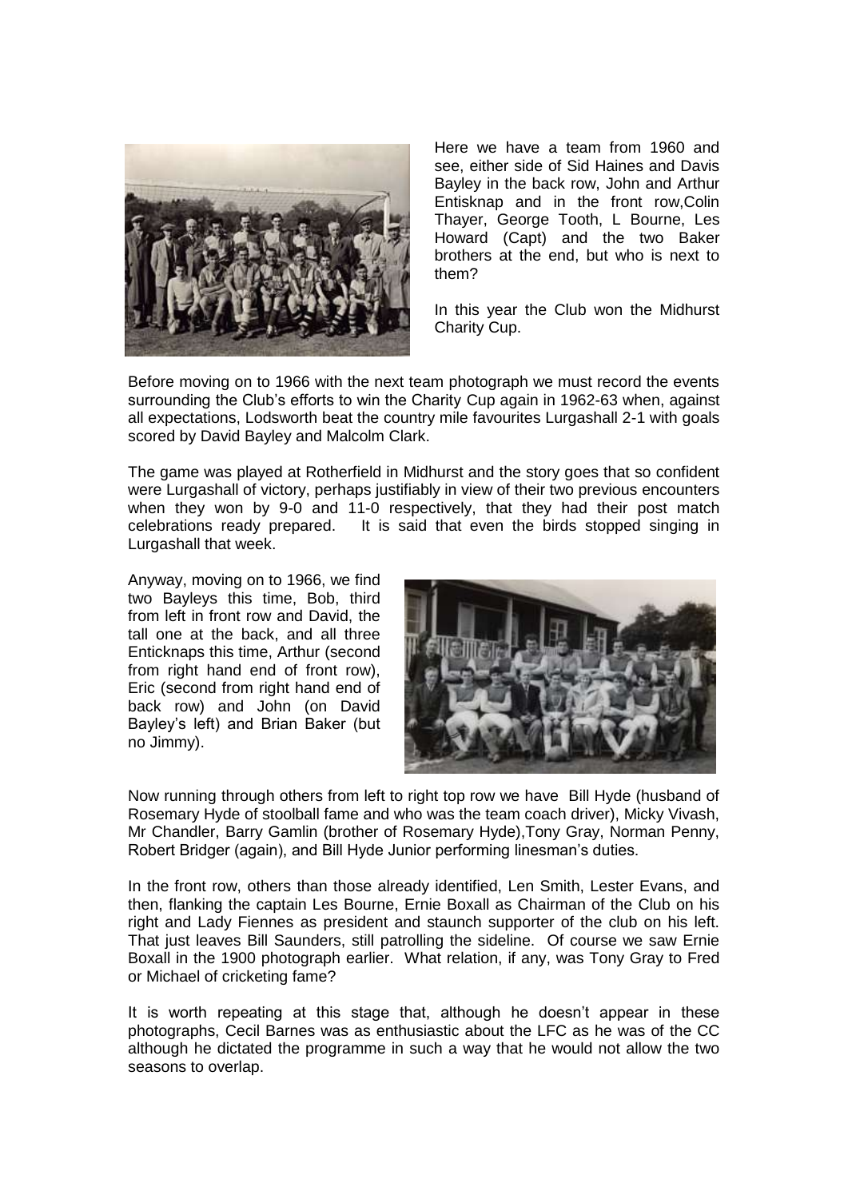Here we have a team from 1960 and see, either side of Sid Haines and Davis Bayley in the back row, John and Arthur Entisknap and in the front row,Colin Thayer, George Tooth, L Bourne, Les Howard (Capt) and the two Baker brothers at the end, but who is next to them?

In this year the Club won the Midhurst Charity Cup.

Before moving on to 1966 with the next team photograph we must record the events surrounding the Club's efforts to win the Charity Cup again in 1962-63 when, against all expectations, Lodsworth beat the country mile favourites Lurgashall 2-1 with goals scored by David Bayley and Malcolm Clark.

The game was played at Rotherfield in Midhurst and the story goes that so confident were Lurgashall of victory, perhaps justifiably in view of their two previous encounters when they won by 9-0 and 11-0 respectively, that they had their post match celebrations ready prepared. It is said that even the birds stopped singing in Lurgashall that week.

Anyway, moving on to 1966, we find two Bayleys this time, Bob, third from left in front row and David, the tall one at the back, and all three Enticknaps this time, Arthur (second from right hand end of front row), Eric (second from right hand end of back row) and John (on David Bayley's left) and Brian Baker (but no Jimmy).

Now running through others from left to right top row we have Bill Hyde (husband of Rosemary Hyde of stoolball fame and who was the team coach driver), Micky Vivash, Mr Chandler, Barry Gamlin (brother of Rosemary Hyde),Tony Gray, Norman Penny, Robert Bridger (again), and Bill Hyde Junior performing linesman's duties.

In the front row, others than those already identified, Len Smith, Lester Evans, and then, flanking the captain Les Bourne, Ernie Boxall as Chairman of the Club on his right and Lady Fiennes as president and staunch supporter of the club on his left. That just leaves Bill Saunders, still patrolling the sideline. Of course we saw Ernie Boxall in the 1900 photograph earlier. What relation, if any, was Tony Gray to Fred or Michael of cricketing fame?

It is worth repeating at this stage that, although he doesn't appear in these photographs, Cecil Barnes was as enthusiastic about the LFC as he was of the CC although he dictated the programme in such a way that he would not allow the two seasons to overlap.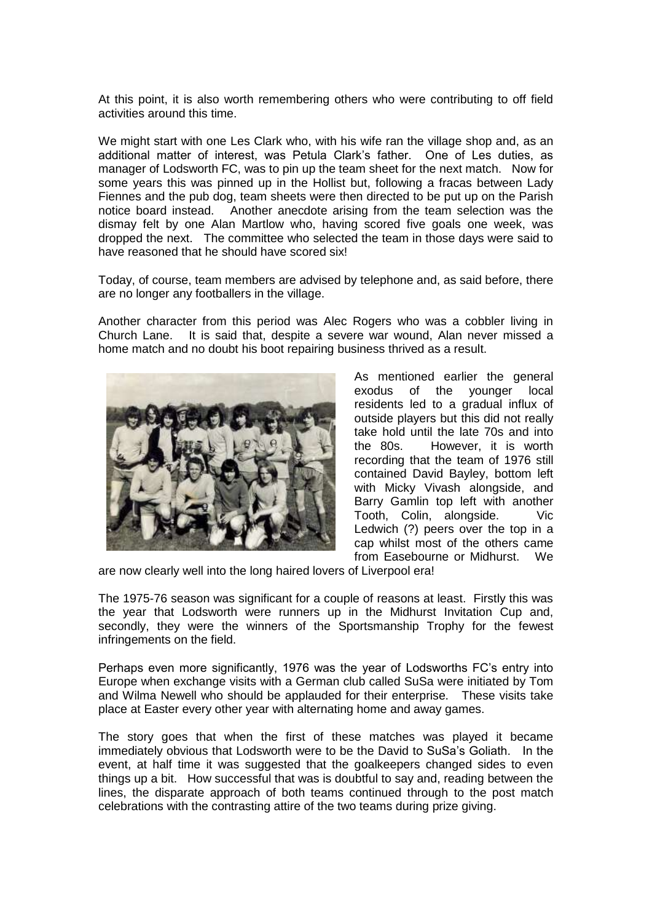At this point, it is also worth remembering others who were contributing to off field activities around this time.

We might start with one Les Clark who, with his wife ran the village shop and, as an additional matter of interest, was Petula Clark's father. One of Les duties, as manager of Lodsworth FC, was to pin up the team sheet for the next match. Now for some years this was pinned up in the Hollist but, following a fracas between Lady Fiennes and the pub dog, team sheets were then directed to be put up on the Parish notice board instead. Another anecdote arising from the team selection was the dismay felt by one Alan Martlow who, having scored five goals one week, was dropped the next. The committee who selected the team in those days were said to have reasoned that he should have scored six!

Today, of course, team members are advised by telephone and, as said before, there are no longer any footballers in the village.

Another character from this period was Alec Rogers who was a cobbler living in Church Lane. It is said that, despite a severe war wound, Alan never missed a home match and no doubt his boot repairing business thrived as a result.

As mentioned earlier the general exodus of the younger local residents led to a gradual influx of outside players but this did not really take hold until the late 70s and into the 80s. However, it is worth recording that the team of 1976 still contained David Bayley, bottom left with Micky Vivash alongside, and Barry Gamlin top left with another Tooth, Colin, alongside. Vic Ledwich (?) peers over the top in a cap whilst most of the others came from Easebourne or Midhurst. We are now clearly well into the long haired lovers of Liverpool era!

The 1975-76 season was significant for a couple of reasons at least. Firstly this was the year that Lodsworth were runners up in the Midhurst Invitation Cup and, secondly, they were the winners of the Sportsmanship Trophy for the fewest infringements on the field.

Perhaps even more significantly, 1976 was the year of Lodsworths FC's entry into Europe when exchange visits with a German club called SuSa were initiated by Tom and Wilma Newell who should be applauded for their enterprise. These visits take place at Easter every other year with alternating home and away games.

The story goes that when the first of these matches was played it became immediately obvious that Lodsworth were to be the David to SuSa's Goliath. In the event, at half time it was suggested that the goalkeepers changed sides to even things up a bit. How successful that was is doubtful to say and, reading between the lines, the disparate approach of both teams continued through to the post match celebrations with the contrasting attire of the two teams during prize giving.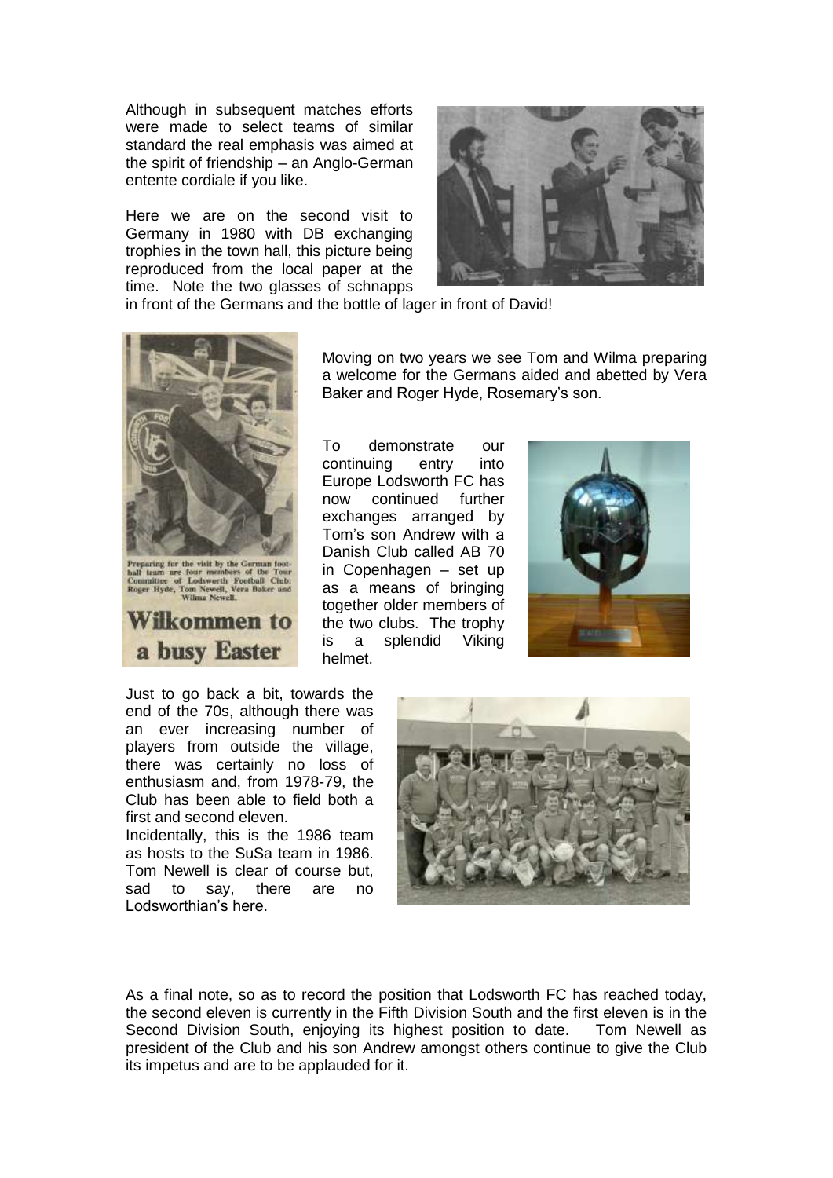Although in subsequent matches efforts were made to select teams of similar standard the real emphasis was aimed at the spirit of friendship – an Anglo-German entente cordiale if you like.

Here we are on the second visit to Germany in 1980 with DB exchanging trophies in the town hall, this picture being reproduced from the local paper at the time. Note the two glasses of schnapps in front of the Germans and the bottle of lager in front of David!

Preparing for the visit by the German football team are four members of the Tour Committee of Lodsworth Football Club: Roger Hyde, Tom Newell, Vera Baker and Wilma Newell.

**Wilkommen to a busy Easter**

Moving on two years we see Tom and Wilma preparing a welcome for the Germans aided and abetted by Vera Baker and Roger Hyde, Rosemary's son.

To demonstrate our continuing entry into Europe Lodsworth FC has now continued further exchanges arranged by Tom's son Andrew with a Danish Club called AB 70 in Copenhagen – set up as a means of bringing together older members of the two clubs. The trophy is a splendid Viking helmet.

Just to go back a bit, towards the end of the 70s, although there was an ever increasing number of players from outside the village, there was certainly no loss of enthusiasm and, from 1978-79, the Club has been able to field both a first and second eleven.

Incidentally, this is the 1986 team as hosts to the SuSa team in 1986. Tom Newell is clear of course but, sad to say, there are no Lodsworthian's here.

As a final note, so as to record the position that Lodsworth FC has reached today, the second eleven is currently in the Fifth Division South and the first eleven is in the Second Division South, enjoying its highest position to date. Tom Newell as president of the Club and his son Andrew amongst others continue to give the Club its impetus and are to be applauded for it.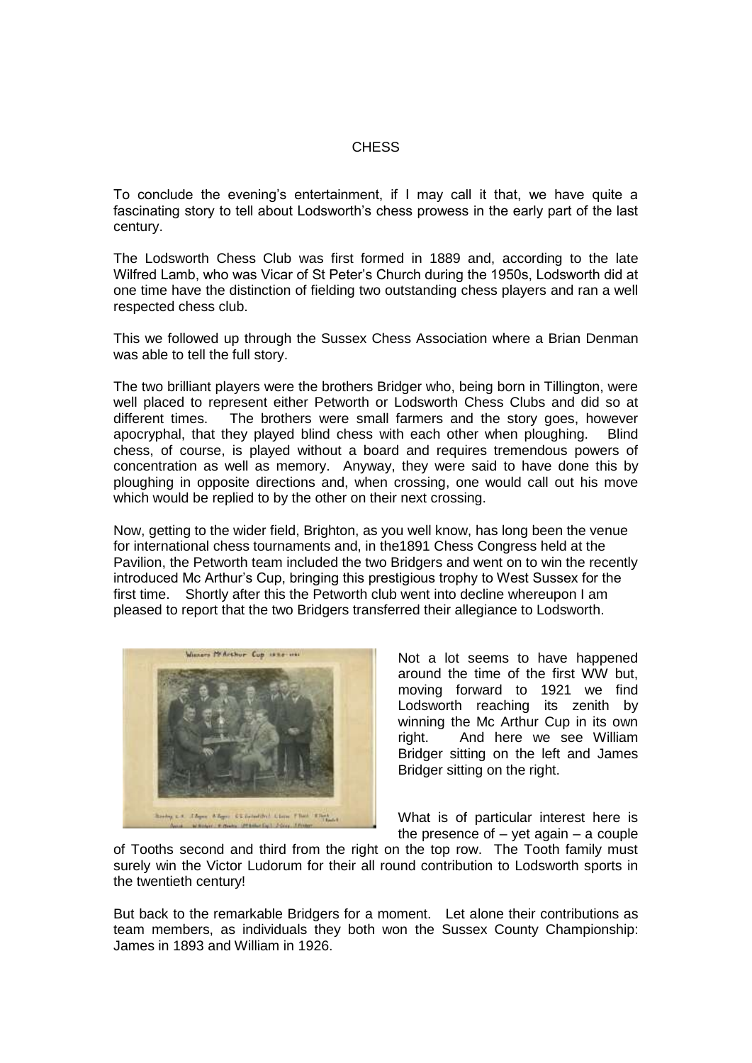# CHESS

To conclude the evening's entertainment, if I may call it that, we have quite a fascinating story to tell about Lodsworth's chess prowess in the early part of the last century.

The Lodsworth Chess Club was first formed in 1889 and, according to the late Wilfred Lamb, who was Vicar of St Peter's Church during the 1950s, Lodsworth did at one time have the distinction of fielding two outstanding chess players and ran a well respected chess club.

This we followed up through the Sussex Chess Association where a Brian Denman was able to tell the full story.

The two brilliant players were the brothers Bridger who, being born in Tillington, were well placed to represent either Petworth or Lodsworth Chess Clubs and did so at different times. The brothers were small farmers and the story goes, however apocryphal, that they played blind chess with each other when ploughing. Blind chess, of course, is played without a board and requires tremendous powers of concentration as well as memory. Anyway, they were said to have done this by ploughing in opposite directions and, when crossing, one would call out his move which would be replied to by the other on their next crossing.

Now, getting to the wider field, Brighton, as you well know, has long been the venue for international chess tournaments and, in the1891 Chess Congress held at the Pavilion, the Petworth team included the two Bridgers and went on to win the recently introduced Mc Arthur's Cup, bringing this prestigious trophy to West Sussex for the first time. Shortly after this the Petworth club went into decline whereupon I am pleased to report that the two Bridgers transferred their allegiance to Lodsworth.

Not a lot seems to have happened around the time of the first WW but, moving forward to 1921 we find Lodsworth reaching its zenith by winning the Mc Arthur Cup in its own right. And here we see William Bridger sitting on the left and James Bridger sitting on the right.

What is of particular interest here is the presence of – yet again – a couple of Tooths second and third from the right on the top row. The Tooth family must surely win the Victor Ludorum for their all round contribution to Lodsworth sports in the twentieth century!

But back to the remarkable Bridgers for a moment. Let alone their contributions as team members, as individuals they both won the Sussex County Championship: James in 1893 and William in 1926.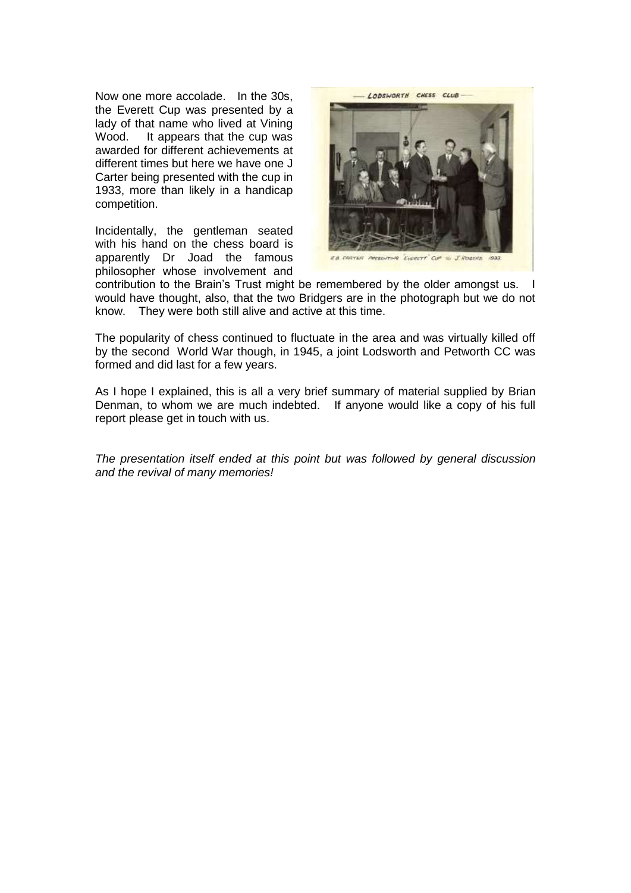Now one more accolade. In the 30s, the Everett Cup was presented by a lady of that name who lived at Vining Wood. It appears that the cup was awarded for different achievements at different times but here we have one J Carter being presented with the cup in 1933, more than likely in a handicap competition.

Incidentally, the gentleman seated with his hand on the chess board is apparently Dr Joad the famous philosopher whose involvement and contribution to the Brain's Trust might be remembered by the older amongst us. I would have thought, also, that the two Bridgers are in the photograph but we do not know. They were both still alive and active at this time.

The popularity of chess continued to fluctuate in the area and was virtually killed off by the second World War though, in 1945, a joint Lodsworth and Petworth CC was formed and did last for a few years.

As I hope I explained, this is all a very brief summary of material supplied by Brian Denman, to whom we are much indebted. If anyone would like a copy of his full report please get in touch with us.

*The presentation itself ended at this point but was followed by general discussion and the revival of many memories!*